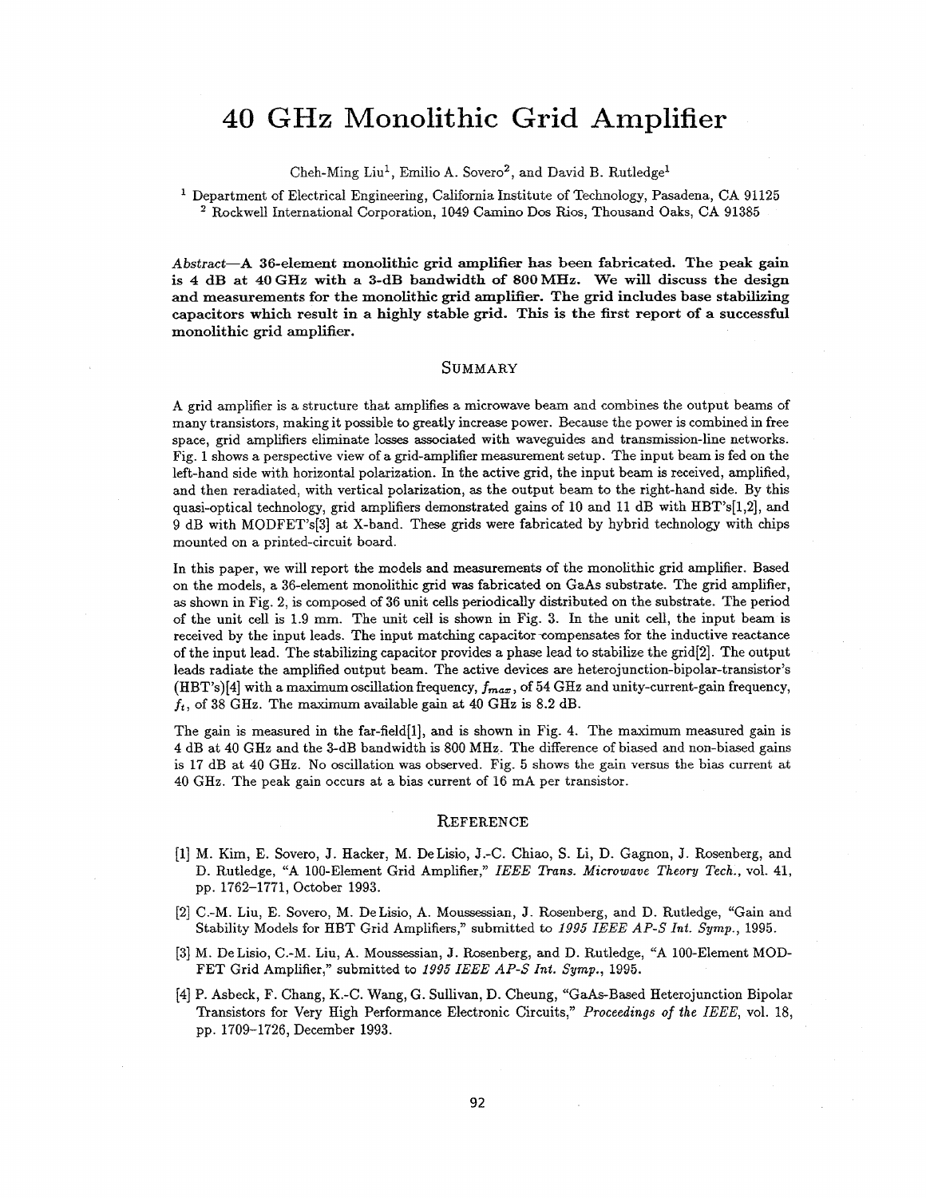# 40 GHz Monolithic Grid Amplifier

Cheh-Ming Liu[1], Emilio A. Sovero[2], and David B. Rutledge[1]

[1] Department of Electrical Engineering, California Institute of Technology, Pasadena, CA 91125
[2] Rockwell International Corporation, 1049 Camino Dos Rios, Thousand Oaks, CA 91385

***Abstract*—A 36-element monolithic grid amplifier has been fabricated. The peak gain is 4 dB at 40 GHz with a 3-dB bandwidth of 800 MHz. We will discuss the design and measurements for the monolithic grid amplifier. The grid includes base stabilizing capacitors which result in a highly stable grid. This is the first report of a successful monolithic grid amplifier.**

## SUMMARY

A grid amplifier is a structure that amplifies a microwave beam and combines the output beams of many transistors, making it possible to greatly increase power. Because the power is combined in free space, grid amplifiers eliminate losses associated with waveguides and transmission-line networks. Fig. 1 shows a perspective view of a grid-amplifier measurement setup. The input beam is fed on the left-hand side with horizontal polarization. In the active grid, the input beam is received, amplified, and then reradiated, with vertical polarization, as the output beam to the right-hand side. By this quasi-optical technology, grid amplifiers demonstrated gains of 10 and 11 dB with HBT's[1,2], and 9 dB with MODFET's[3] at X-band. These grids were fabricated by hybrid technology with chips mounted on a printed-circuit board.

In this paper, we will report the models and measurements of the monolithic grid amplifier. Based on the models, a 36-element monolithic grid was fabricated on GaAs substrate. The grid amplifier, as shown in Fig. 2, is composed of 36 unit cells periodically distributed on the substrate. The period of the unit cell is 1.9 mm. The unit cell is shown in Fig. 3. In the unit cell, the input beam is received by the input leads. The input matching capacitor compensates for the inductive reactance of the input lead. The stabilizing capacitor provides a phase lead to stabilize the grid[2]. The output leads radiate the amplified output beam. The active devices are heterojunction-bipolar-transistor's (HBT's)[4] with a maximum oscillation frequency, $f_{max}$, of 54 GHz and unity-current-gain frequency, $f_t$, of 38 GHz. The maximum available gain at 40 GHz is 8.2 dB.

The gain is measured in the far-field[1], and is shown in Fig. 4. The maximum measured gain is 4 dB at 40 GHz and the 3-dB bandwidth is 800 MHz. The difference of biased and non-biased gains is 17 dB at 40 GHz. No oscillation was observed. Fig. 5 shows the gain versus the bias current at 40 GHz. The peak gain occurs at a bias current of 16 mA per transistor.

## REFERENCE

[1] M. Kim, E. Sovero, J. Hacker, M. DeLisio, J.-C. Chiao, S. Li, D. Gagnon, J. Rosenberg, and D. Rutledge, "A 100-Element Grid Amplifier," *IEEE Trans. Microwave Theory Tech.*, vol. 41, pp. 1762–1771, October 1993.

[2] C.-M. Liu, E. Sovero, M. DeLisio, A. Moussessian, J. Rosenberg, and D. Rutledge, "Gain and Stability Models for HBT Grid Amplifiers," submitted to *1995 IEEE AP-S Int. Symp.*, 1995.

[3] M. DeLisio, C.-M. Liu, A. Moussessian, J. Rosenberg, and D. Rutledge, "A 100-Element MODFET Grid Amplifier," submitted to *1995 IEEE AP-S Int. Symp.*, 1995.

[4] P. Asbeck, F. Chang, K.-C. Wang, G. Sullivan, D. Cheung, "GaAs-Based Heterojunction Bipolar Transistors for Very High Performance Electronic Circuits," *Proceedings of the IEEE*, vol. 18, pp. 1709–1726, December 1993.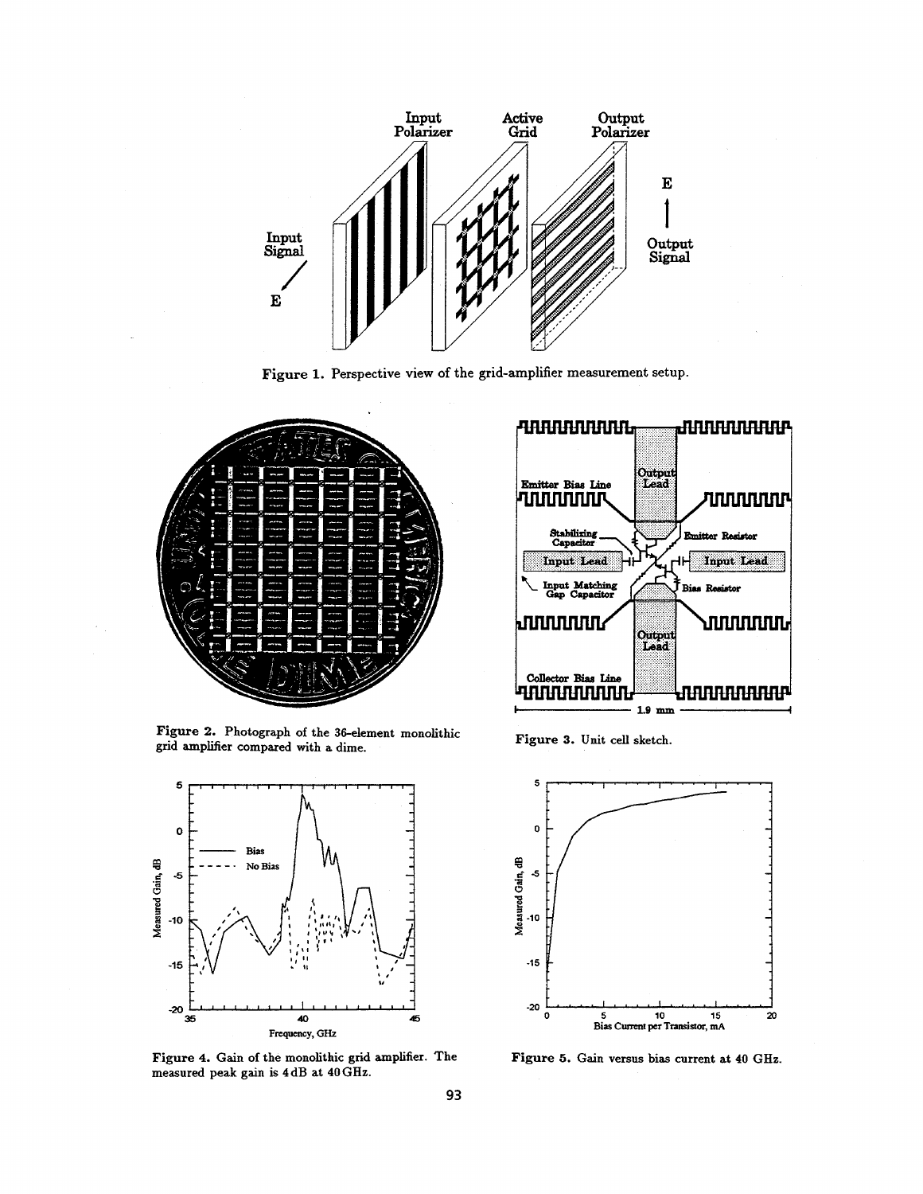Input Polarizer

Active Grid

Output Polarizer

E

Input Signal

E

Output Signal

Figure 1. Perspective view of the grid-amplifier measurement setup.

Figure 2. Photograph of the 36-element monolithic grid amplifier compared with a dime.

Output Lead

Emitter Bias Line

Stabilizing Capacitor

Emitter Resistor

Input Lead

Input Lead

Input Matching Gap Capacitor

Bias Resistor

Output Lead

Collector Bias Line

1.9 mm

Figure 3. Unit cell sketch.

Measured Gain, dB

5

0

-5

-10

-15

-20

35

40

45

Frequency, GHz

Bias

No Bias

Figure 4. Gain of the monolithic grid amplifier. The measured peak gain is 4 dB at 40 GHz.

Measured Gain, dB

5

0

-5

-10

-15

-20

0

5

10

15

20

Bias Current per Transistor, mA

Figure 5. Gain versus bias current at 40 GHz.